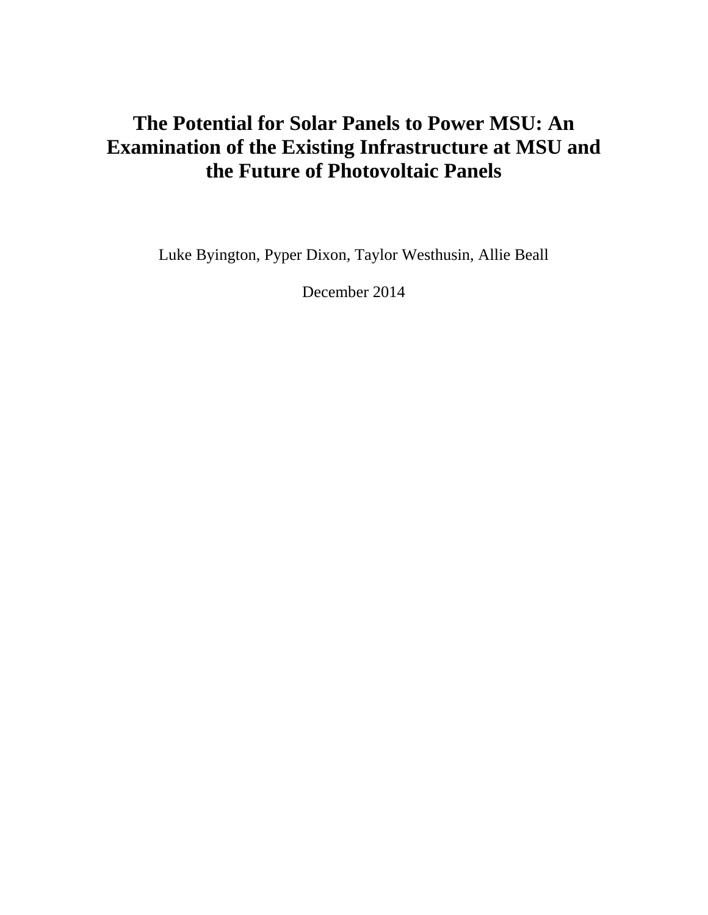# The Potential for Solar Panels to Power MSU: An Examination of the Existing Infrastructure at MSU and the Future of Photovoltaic Panels

Luke Byington, Pyper Dixon, Taylor Westhusin, Allie Beall

December 2014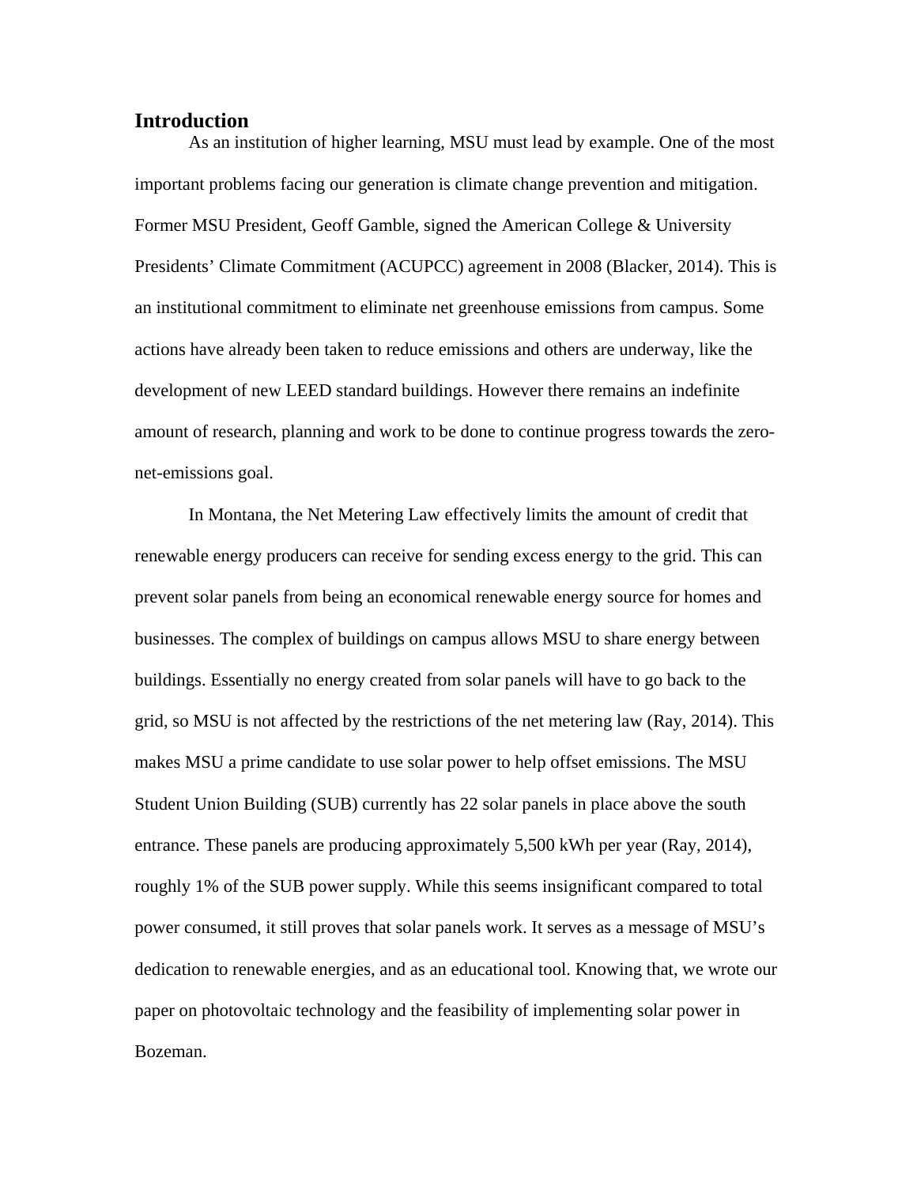## Introduction

As an institution of higher learning, MSU must lead by example. One of the most important problems facing our generation is climate change prevention and mitigation. Former MSU President, Geoff Gamble, signed the American College & University Presidents' Climate Commitment (ACUPCC) agreement in 2008 (Blacker, 2014). This is an institutional commitment to eliminate net greenhouse emissions from campus. Some actions have already been taken to reduce emissions and others are underway, like the development of new LEED standard buildings. However there remains an indefinite amount of research, planning and work to be done to continue progress towards the zero-net-emissions goal.

In Montana, the Net Metering Law effectively limits the amount of credit that renewable energy producers can receive for sending excess energy to the grid. This can prevent solar panels from being an economical renewable energy source for homes and businesses. The complex of buildings on campus allows MSU to share energy between buildings. Essentially no energy created from solar panels will have to go back to the grid, so MSU is not affected by the restrictions of the net metering law (Ray, 2014). This makes MSU a prime candidate to use solar power to help offset emissions. The MSU Student Union Building (SUB) currently has 22 solar panels in place above the south entrance. These panels are producing approximately 5,500 kWh per year (Ray, 2014), roughly 1% of the SUB power supply. While this seems insignificant compared to total power consumed, it still proves that solar panels work. It serves as a message of MSU's dedication to renewable energies, and as an educational tool. Knowing that, we wrote our paper on photovoltaic technology and the feasibility of implementing solar power in Bozeman.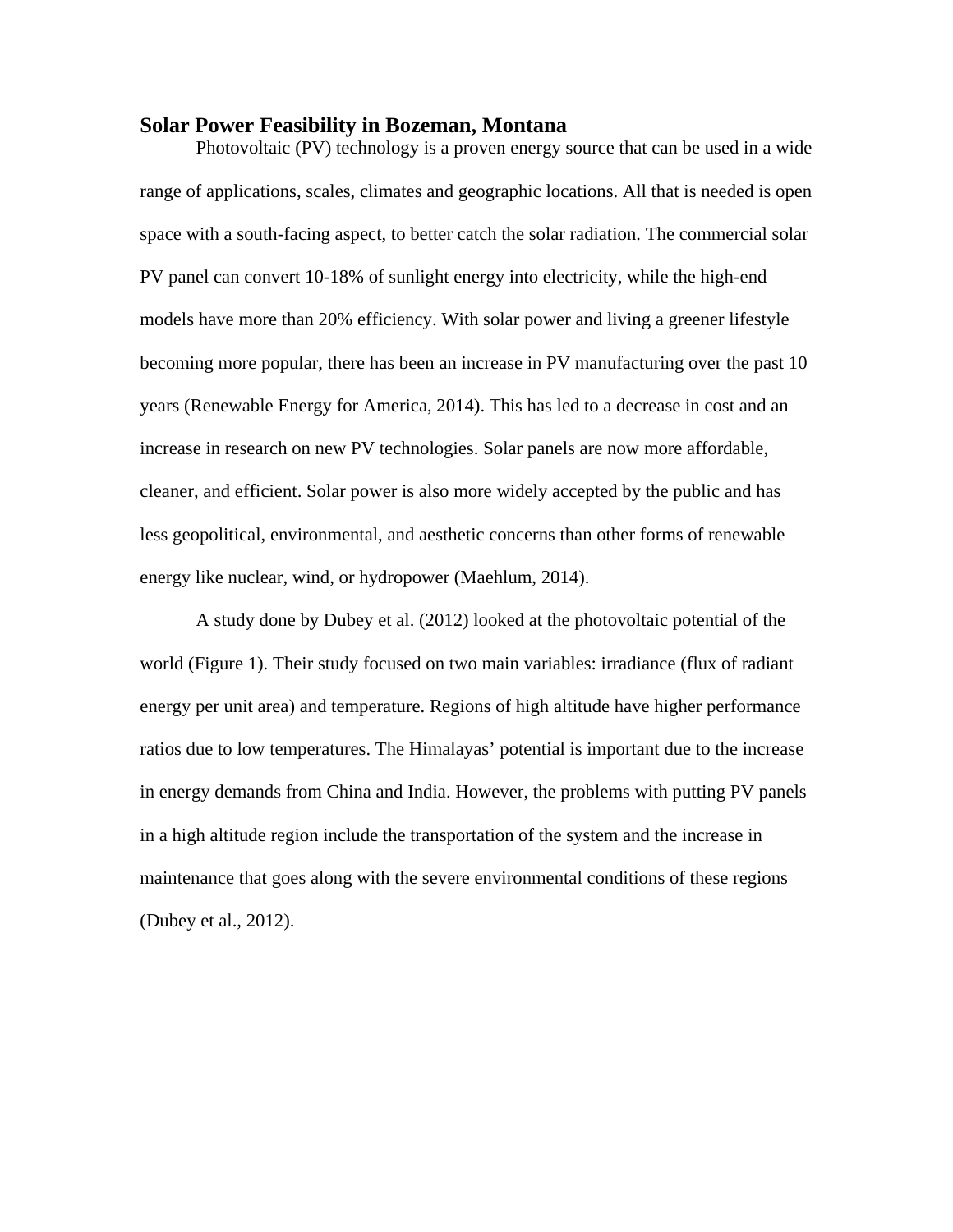## Solar Power Feasibility in Bozeman, Montana

Photovoltaic (PV) technology is a proven energy source that can be used in a wide range of applications, scales, climates and geographic locations. All that is needed is open space with a south-facing aspect, to better catch the solar radiation. The commercial solar PV panel can convert 10-18% of sunlight energy into electricity, while the high-end models have more than 20% efficiency. With solar power and living a greener lifestyle becoming more popular, there has been an increase in PV manufacturing over the past 10 years (Renewable Energy for America, 2014). This has led to a decrease in cost and an increase in research on new PV technologies. Solar panels are now more affordable, cleaner, and efficient. Solar power is also more widely accepted by the public and has less geopolitical, environmental, and aesthetic concerns than other forms of renewable energy like nuclear, wind, or hydropower (Maehlum, 2014).

A study done by Dubey et al. (2012) looked at the photovoltaic potential of the world (Figure 1). Their study focused on two main variables: irradiance (flux of radiant energy per unit area) and temperature. Regions of high altitude have higher performance ratios due to low temperatures. The Himalayas' potential is important due to the increase in energy demands from China and India. However, the problems with putting PV panels in a high altitude region include the transportation of the system and the increase in maintenance that goes along with the severe environmental conditions of these regions (Dubey et al., 2012).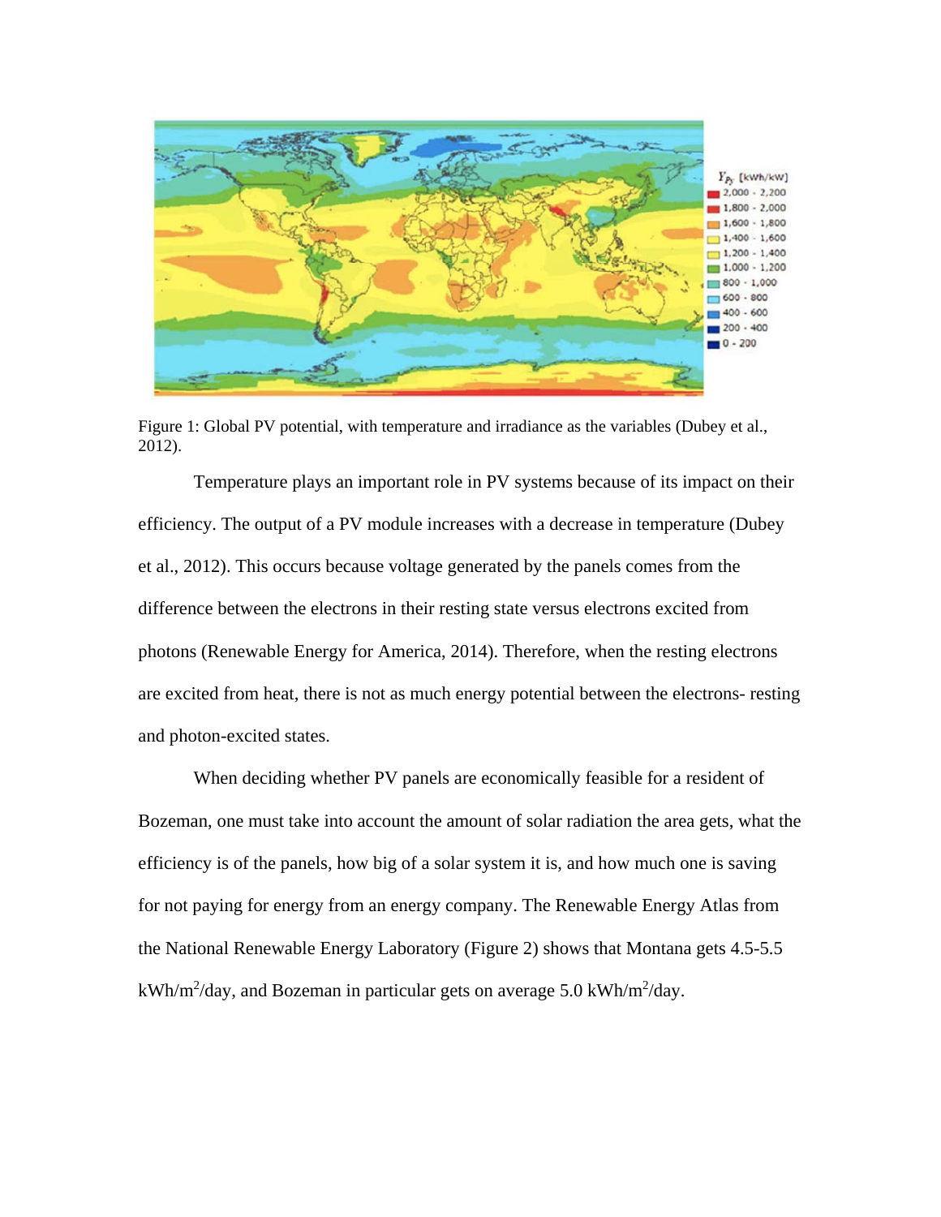Figure 1: Global PV potential, with temperature and irradiance as the variables (Dubey et al., 2012).

Temperature plays an important role in PV systems because of its impact on their efficiency. The output of a PV module increases with a decrease in temperature (Dubey et al., 2012). This occurs because voltage generated by the panels comes from the difference between the electrons in their resting state versus electrons excited from photons (Renewable Energy for America, 2014). Therefore, when the resting electrons are excited from heat, there is not as much energy potential between the electrons- resting and photon-excited states.

When deciding whether PV panels are economically feasible for a resident of Bozeman, one must take into account the amount of solar radiation the area gets, what the efficiency is of the panels, how big of a solar system it is, and how much one is saving for not paying for energy from an energy company. The Renewable Energy Atlas from the National Renewable Energy Laboratory (Figure 2) shows that Montana gets 4.5-5.5 $kWh/m^2/day$, and Bozeman in particular gets on average 5.0 $kWh/m^2/day$.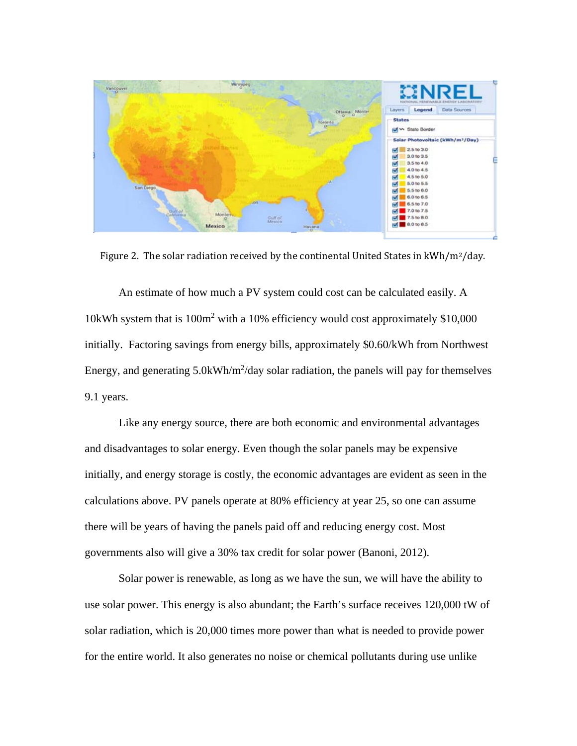Figure 2. The solar radiation received by the continental United States in kWh/m²/day.

An estimate of how much a PV system could cost can be calculated easily. A 10kWh system that is $100m^2$ with a 10% efficiency would cost approximately $10,000 initially. Factoring savings from energy bills, approximately $0.60/kWh from Northwest Energy, and generating $5.0kWh/m^2$/day solar radiation, the panels will pay for themselves 9.1 years.

Like any energy source, there are both economic and environmental advantages and disadvantages to solar energy. Even though the solar panels may be expensive initially, and energy storage is costly, the economic advantages are evident as seen in the calculations above. PV panels operate at 80% efficiency at year 25, so one can assume there will be years of having the panels paid off and reducing energy cost. Most governments also will give a 30% tax credit for solar power (Banoni, 2012).

Solar power is renewable, as long as we have the sun, we will have the ability to use solar power. This energy is also abundant; the Earth's surface receives 120,000 tW of solar radiation, which is 20,000 times more power than what is needed to provide power for the entire world. It also generates no noise or chemical pollutants during use unlike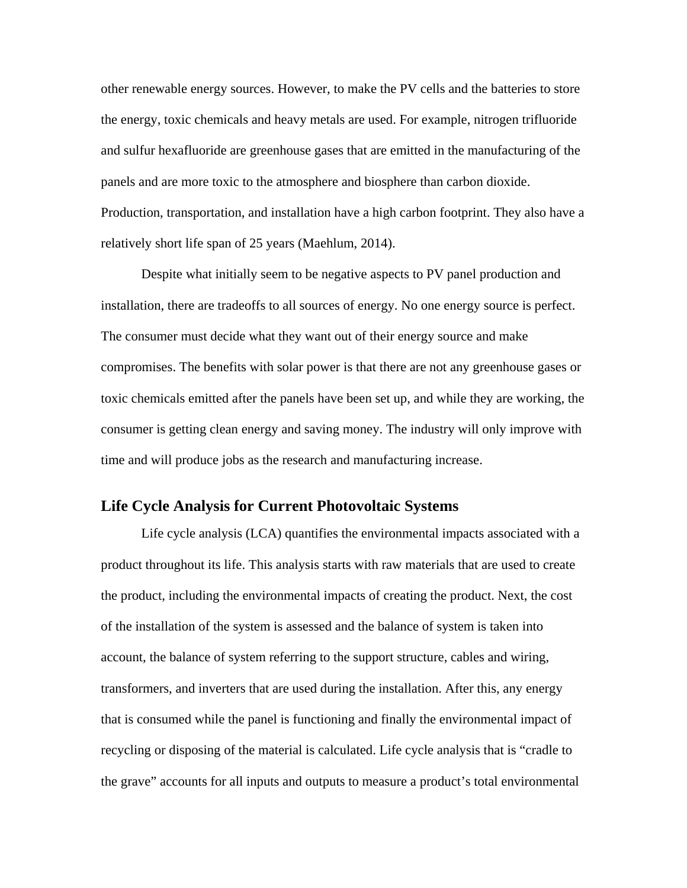other renewable energy sources. However, to make the PV cells and the batteries to store the energy, toxic chemicals and heavy metals are used. For example, nitrogen trifluoride and sulfur hexafluoride are greenhouse gases that are emitted in the manufacturing of the panels and are more toxic to the atmosphere and biosphere than carbon dioxide. Production, transportation, and installation have a high carbon footprint. They also have a relatively short life span of 25 years (Maehlum, 2014).

Despite what initially seem to be negative aspects to PV panel production and installation, there are tradeoffs to all sources of energy. No one energy source is perfect. The consumer must decide what they want out of their energy source and make compromises. The benefits with solar power is that there are not any greenhouse gases or toxic chemicals emitted after the panels have been set up, and while they are working, the consumer is getting clean energy and saving money. The industry will only improve with time and will produce jobs as the research and manufacturing increase.

## Life Cycle Analysis for Current Photovoltaic Systems

Life cycle analysis (LCA) quantifies the environmental impacts associated with a product throughout its life. This analysis starts with raw materials that are used to create the product, including the environmental impacts of creating the product. Next, the cost of the installation of the system is assessed and the balance of system is taken into account, the balance of system referring to the support structure, cables and wiring, transformers, and inverters that are used during the installation. After this, any energy that is consumed while the panel is functioning and finally the environmental impact of recycling or disposing of the material is calculated. Life cycle analysis that is "cradle to the grave" accounts for all inputs and outputs to measure a product's total environmental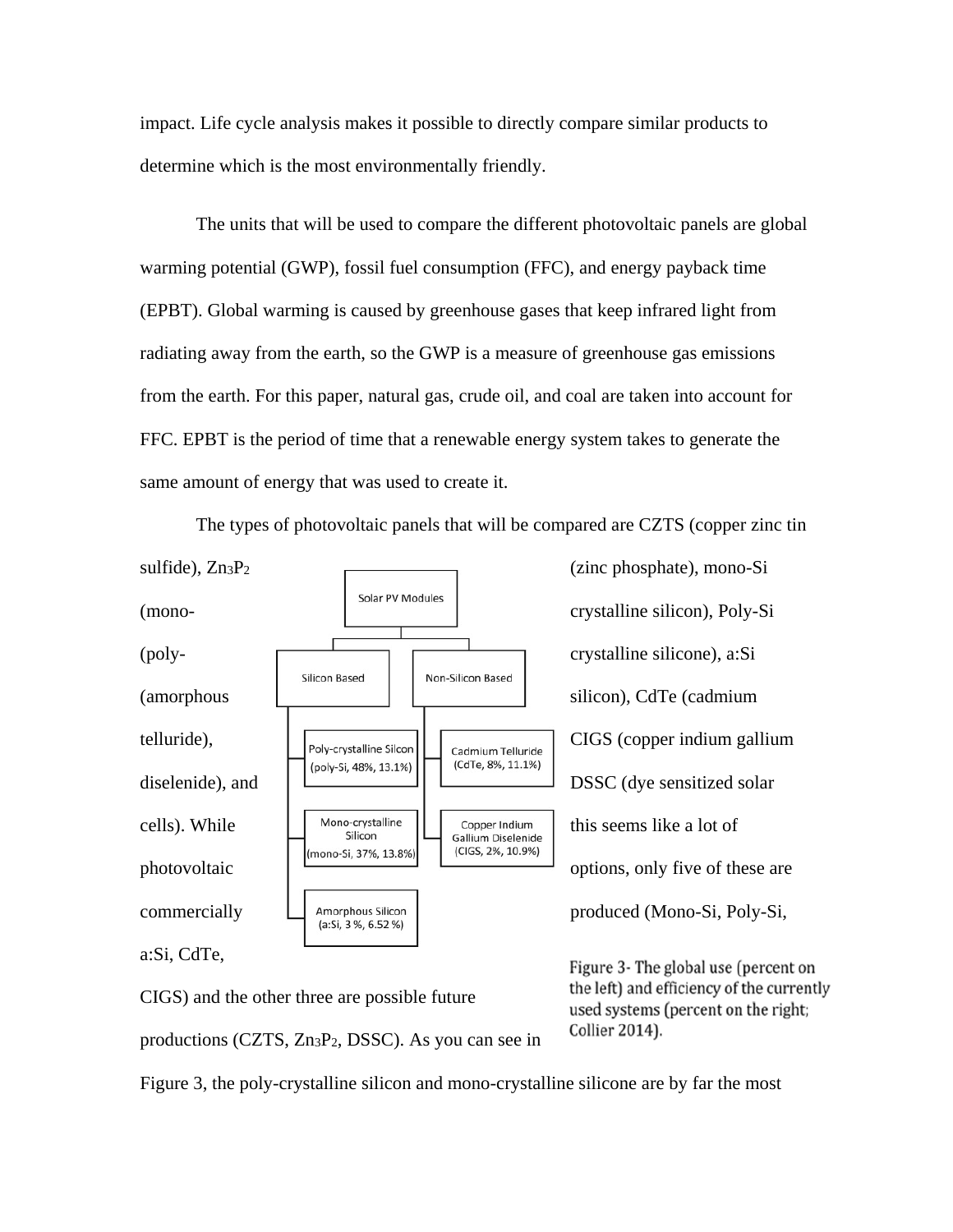impact. Life cycle analysis makes it possible to directly compare similar products to determine which is the most environmentally friendly.

The units that will be used to compare the different photovoltaic panels are global warming potential (GWP), fossil fuel consumption (FFC), and energy payback time (EPBT). Global warming is caused by greenhouse gases that keep infrared light from radiating away from the earth, so the GWP is a measure of greenhouse gas emissions from the earth. For this paper, natural gas, crude oil, and coal are taken into account for FFC. EPBT is the period of time that a renewable energy system takes to generate the same amount of energy that was used to create it.

The types of photovoltaic panels that will be compared are CZTS (copper zinc tin sulfide), $Zn_3P_2$ (zinc phosphate), mono-Si (mono-crystalline silicon), Poly-Si (poly-crystalline silicone), a:Si (amorphous silicon), CdTe (cadmium telluride), CIGS (copper indium gallium diselenide), and DSSC (dye sensitized solar cells). While this seems like a lot of photovoltaic options, only five of these are commercially produced (Mono-Si, Poly-Si, a:Si, CdTe, CIGS) and the other three are possible future productions (CZTS, $Zn_3P_2$, DSSC). As you can see in Figure 3, the poly-crystalline silicon and mono-crystalline silicone are by far the most

- Solar PV Modules
  - Silicon Based
    - Poly-crystalline Silcon (poly-Si, 48%, 13.1%)
    - Mono-crystalline Silicon (mono-Si, 37%, 13.8%)
    - Amorphous Silicon (a:Si, 3 %, 6.52 %)
  - Non-Silicon Based
    - Cadmium Telluride (CdTe, 8%, 11.1%)
    - Copper Indium Gallium Diselenide (CIGS, 2%, 10.9%)

Figure 3- The global use (percent on the left) and efficiency of the currently used systems (percent on the right; Collier 2014).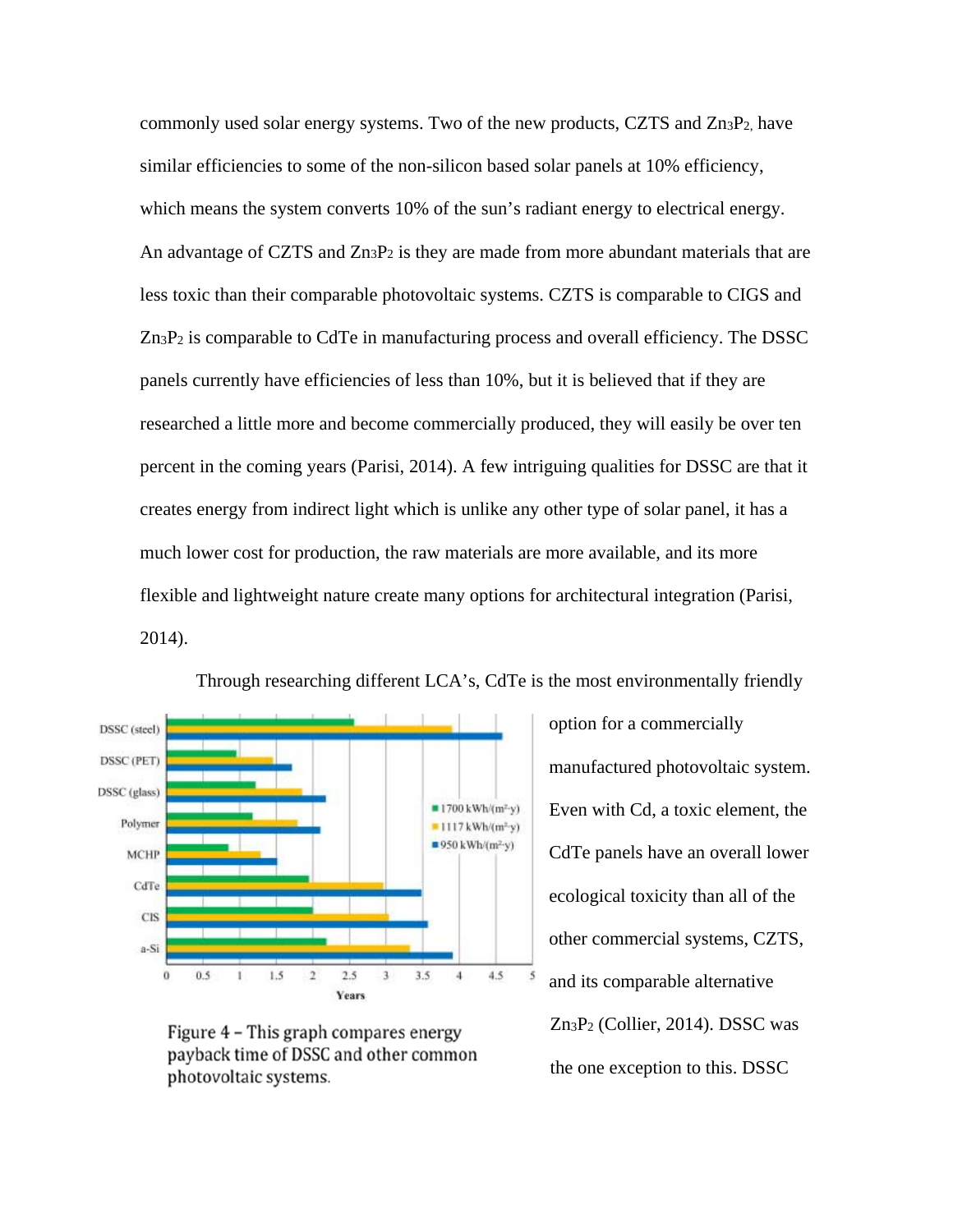commonly used solar energy systems. Two of the new products, CZTS and $Zn_3P_2$, have similar efficiencies to some of the non-silicon based solar panels at 10% efficiency, which means the system converts 10% of the sun's radiant energy to electrical energy. An advantage of CZTS and $Zn_3P_2$ is they are made from more abundant materials that are less toxic than their comparable photovoltaic systems. CZTS is comparable to CIGS and $Zn_3P_2$ is comparable to CdTe in manufacturing process and overall efficiency. The DSSC panels currently have efficiencies of less than 10%, but it is believed that if they are researched a little more and become commercially produced, they will easily be over ten percent in the coming years (Parisi, 2014). A few intriguing qualities for DSSC are that it creates energy from indirect light which is unlike any other type of solar panel, it has a much lower cost for production, the raw materials are more available, and its more flexible and lightweight nature create many options for architectural integration (Parisi, 2014).

Through researching different LCA's, CdTe is the most environmentally friendly option for a commercially manufactured photovoltaic system. Even with Cd, a toxic element, the CdTe panels have an overall lower ecological toxicity than all of the other commercial systems, CZTS, and its comparable alternative $Zn_3P_2$ (Collier, 2014). DSSC was the one exception to this. DSSC

Figure 4 – This graph compares energy payback time of DSSC and other common photovoltaic systems.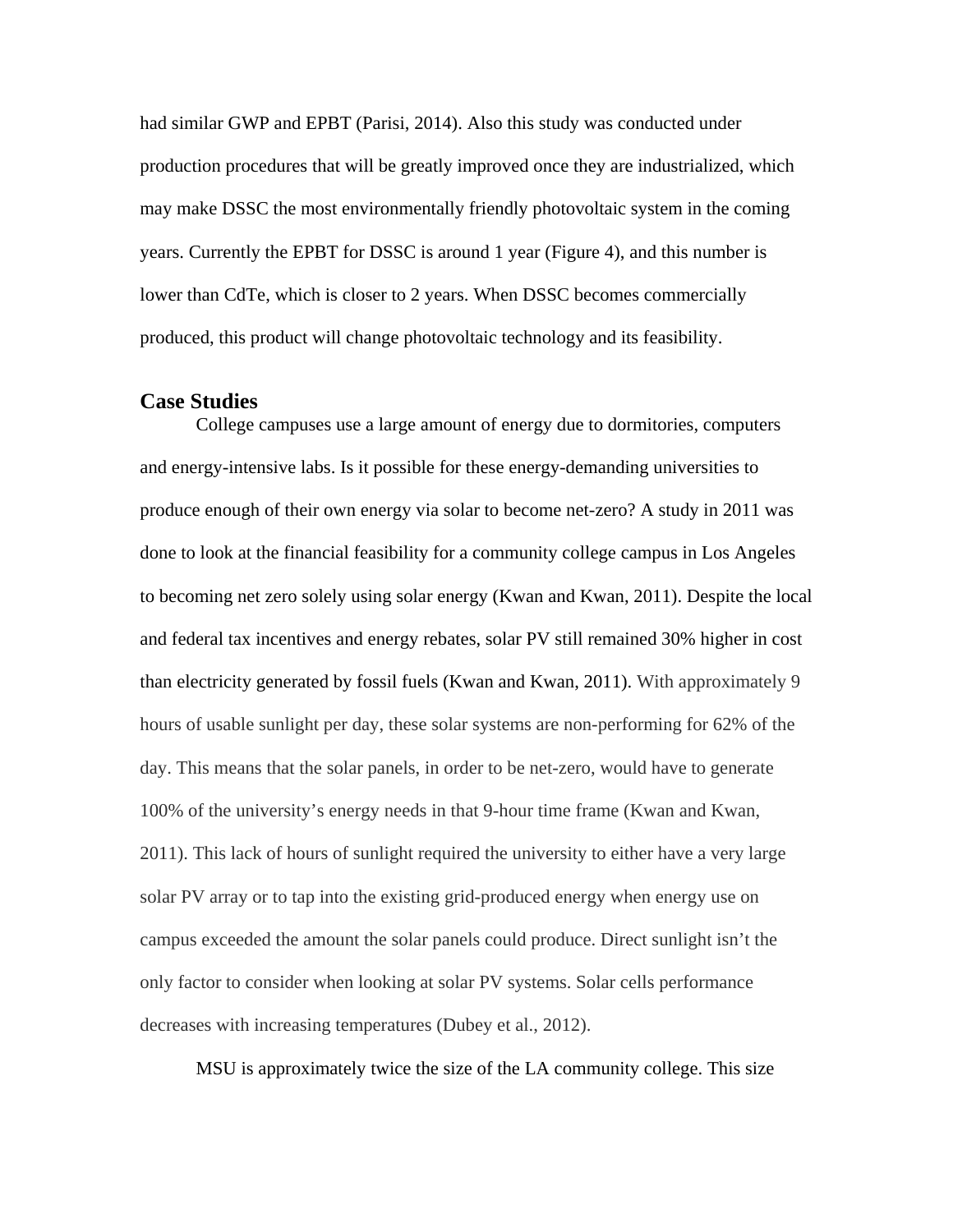had similar GWP and EPBT (Parisi, 2014). Also this study was conducted under production procedures that will be greatly improved once they are industrialized, which may make DSSC the most environmentally friendly photovoltaic system in the coming years. Currently the EPBT for DSSC is around 1 year (Figure 4), and this number is lower than CdTe, which is closer to 2 years. When DSSC becomes commercially produced, this product will change photovoltaic technology and its feasibility.

## Case Studies

College campuses use a large amount of energy due to dormitories, computers and energy-intensive labs. Is it possible for these energy-demanding universities to produce enough of their own energy via solar to become net-zero? A study in 2011 was done to look at the financial feasibility for a community college campus in Los Angeles to becoming net zero solely using solar energy (Kwan and Kwan, 2011). Despite the local and federal tax incentives and energy rebates, solar PV still remained 30% higher in cost than electricity generated by fossil fuels (Kwan and Kwan, 2011). With approximately 9 hours of usable sunlight per day, these solar systems are non-performing for 62% of the day. This means that the solar panels, in order to be net-zero, would have to generate 100% of the university's energy needs in that 9-hour time frame (Kwan and Kwan, 2011). This lack of hours of sunlight required the university to either have a very large solar PV array or to tap into the existing grid-produced energy when energy use on campus exceeded the amount the solar panels could produce. Direct sunlight isn't the only factor to consider when looking at solar PV systems. Solar cells performance decreases with increasing temperatures (Dubey et al., 2012).

MSU is approximately twice the size of the LA community college. This size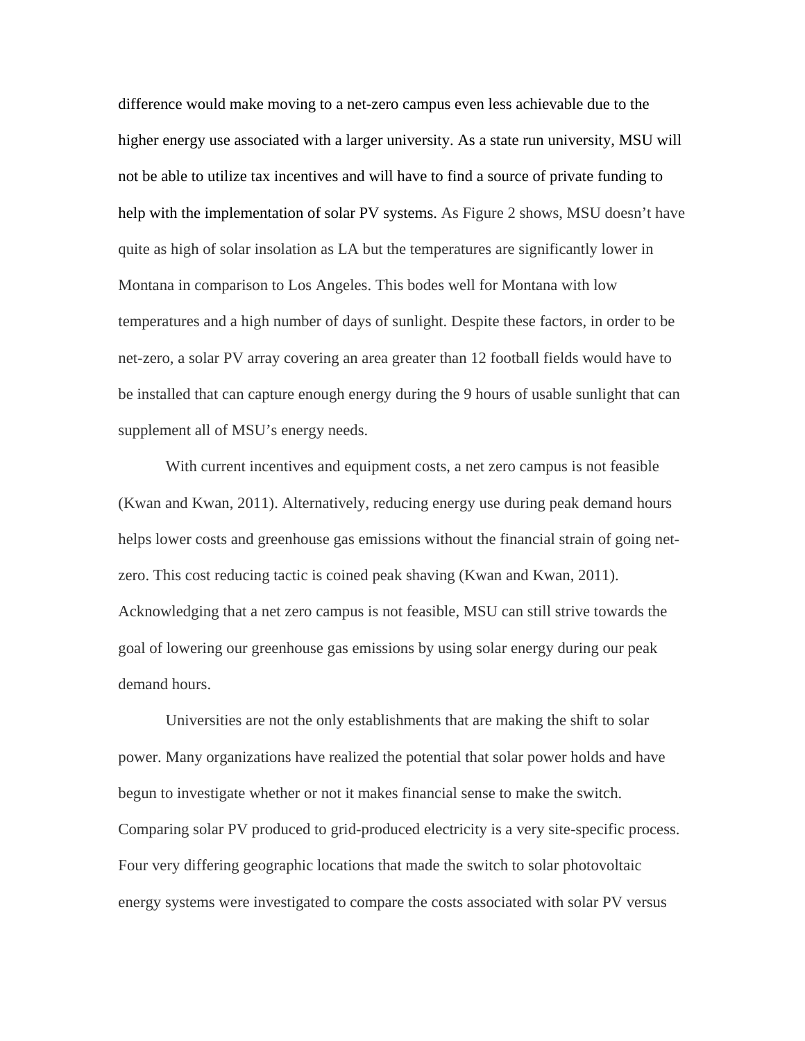difference would make moving to a net-zero campus even less achievable due to the higher energy use associated with a larger university. As a state run university, MSU will not be able to utilize tax incentives and will have to find a source of private funding to help with the implementation of solar PV systems. As Figure 2 shows, MSU doesn't have quite as high of solar insolation as LA but the temperatures are significantly lower in Montana in comparison to Los Angeles. This bodes well for Montana with low temperatures and a high number of days of sunlight. Despite these factors, in order to be net-zero, a solar PV array covering an area greater than 12 football fields would have to be installed that can capture enough energy during the 9 hours of usable sunlight that can supplement all of MSU's energy needs.

With current incentives and equipment costs, a net zero campus is not feasible (Kwan and Kwan, 2011). Alternatively, reducing energy use during peak demand hours helps lower costs and greenhouse gas emissions without the financial strain of going net-zero. This cost reducing tactic is coined peak shaving (Kwan and Kwan, 2011). Acknowledging that a net zero campus is not feasible, MSU can still strive towards the goal of lowering our greenhouse gas emissions by using solar energy during our peak demand hours.

Universities are not the only establishments that are making the shift to solar power. Many organizations have realized the potential that solar power holds and have begun to investigate whether or not it makes financial sense to make the switch. Comparing solar PV produced to grid-produced electricity is a very site-specific process. Four very differing geographic locations that made the switch to solar photovoltaic energy systems were investigated to compare the costs associated with solar PV versus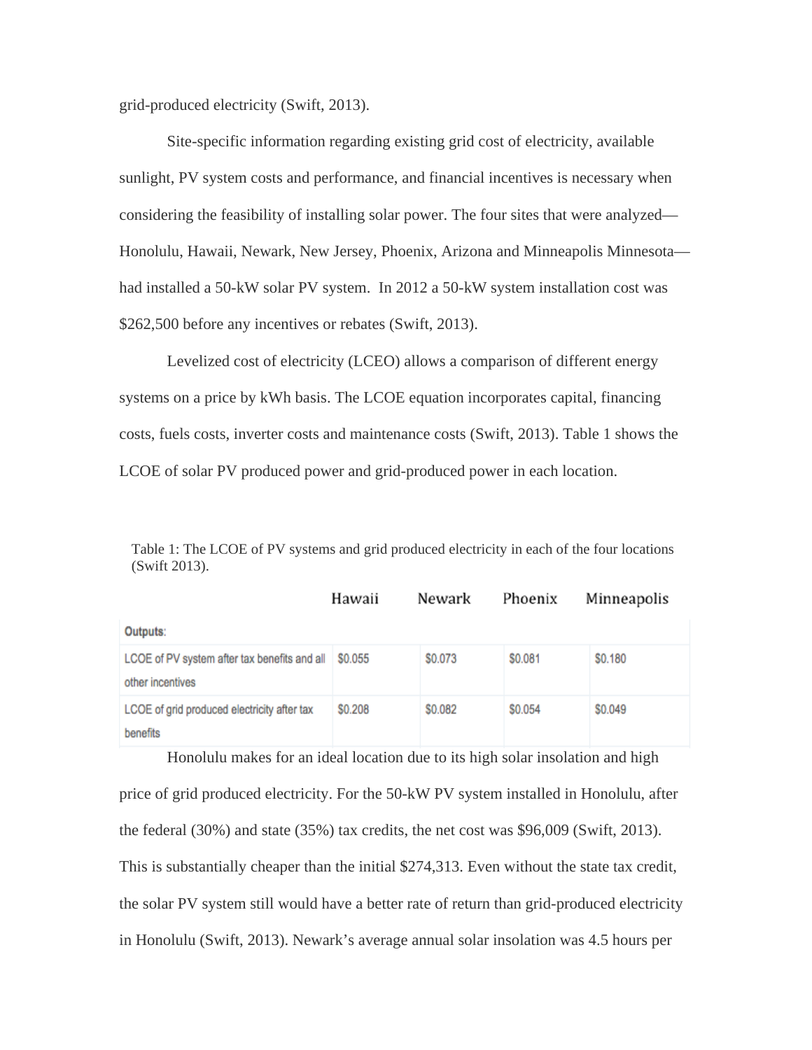grid-produced electricity (Swift, 2013).

Site-specific information regarding existing grid cost of electricity, available sunlight, PV system costs and performance, and financial incentives is necessary when considering the feasibility of installing solar power. The four sites that were analyzed—Honolulu, Hawaii, Newark, New Jersey, Phoenix, Arizona and Minneapolis Minnesota—had installed a 50-kW solar PV system.  In 2012 a 50-kW system installation cost was $262,500 before any incentives or rebates (Swift, 2013).

Levelized cost of electricity (LCEO) allows a comparison of different energy systems on a price by kWh basis. The LCOE equation incorporates capital, financing costs, fuels costs, inverter costs and maintenance costs (Swift, 2013). Table 1 shows the LCOE of solar PV produced power and grid-produced power in each location.

Table 1: The LCOE of PV systems and grid produced electricity in each of the four locations (Swift 2013).

| | Hawaii | Newark | Phoenix | Minneapolis |
|---|---|---|---|---|
| **Outputs:** | | | | |
| LCOE of PV system after tax benefits and all other incentives | $0.055 | $0.073 | $0.081 | $0.180 |
| LCOE of grid produced electricity after tax benefits | $0.208 | $0.082 | $0.054 | $0.049 |

Honolulu makes for an ideal location due to its high solar insolation and high price of grid produced electricity. For the 50-kW PV system installed in Honolulu, after the federal (30%) and state (35%) tax credits, the net cost was $96,009 (Swift, 2013). This is substantially cheaper than the initial $274,313. Even without the state tax credit, the solar PV system still would have a better rate of return than grid-produced electricity in Honolulu (Swift, 2013). Newark's average annual solar insolation was 4.5 hours per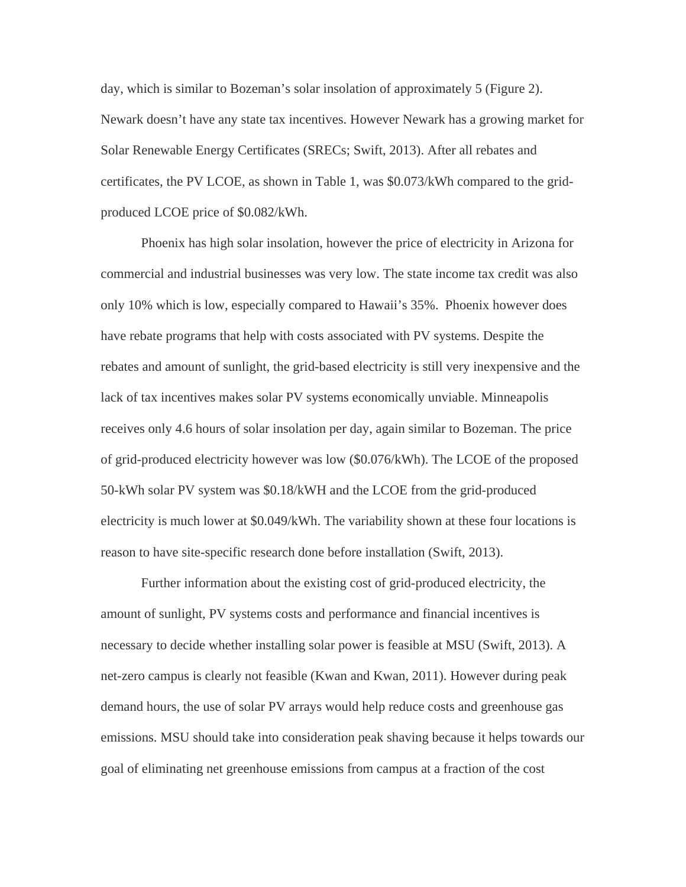day, which is similar to Bozeman's solar insolation of approximately 5 (Figure 2). Newark doesn't have any state tax incentives. However Newark has a growing market for Solar Renewable Energy Certificates (SRECs; Swift, 2013). After all rebates and certificates, the PV LCOE, as shown in Table 1, was $0.073/kWh compared to the grid-produced LCOE price of $0.082/kWh.

Phoenix has high solar insolation, however the price of electricity in Arizona for commercial and industrial businesses was very low. The state income tax credit was also only 10% which is low, especially compared to Hawaii's 35%. Phoenix however does have rebate programs that help with costs associated with PV systems. Despite the rebates and amount of sunlight, the grid-based electricity is still very inexpensive and the lack of tax incentives makes solar PV systems economically unviable. Minneapolis receives only 4.6 hours of solar insolation per day, again similar to Bozeman. The price of grid-produced electricity however was low ($0.076/kWh). The LCOE of the proposed 50-kWh solar PV system was $0.18/kWH and the LCOE from the grid-produced electricity is much lower at $0.049/kWh. The variability shown at these four locations is reason to have site-specific research done before installation (Swift, 2013).

Further information about the existing cost of grid-produced electricity, the amount of sunlight, PV systems costs and performance and financial incentives is necessary to decide whether installing solar power is feasible at MSU (Swift, 2013). A net-zero campus is clearly not feasible (Kwan and Kwan, 2011). However during peak demand hours, the use of solar PV arrays would help reduce costs and greenhouse gas emissions. MSU should take into consideration peak shaving because it helps towards our goal of eliminating net greenhouse emissions from campus at a fraction of the cost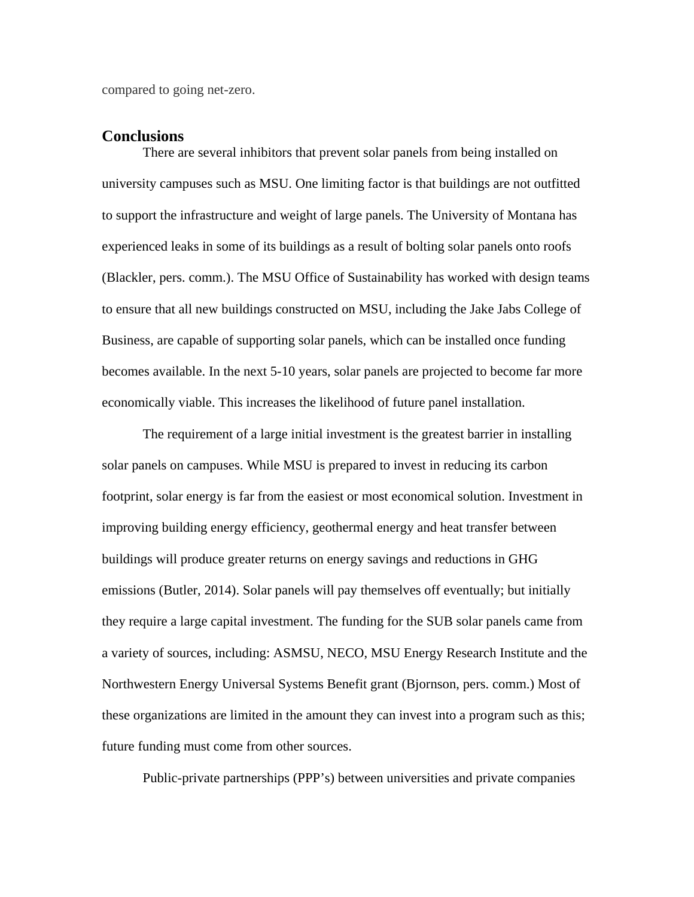compared to going net-zero.

## Conclusions

There are several inhibitors that prevent solar panels from being installed on university campuses such as MSU. One limiting factor is that buildings are not outfitted to support the infrastructure and weight of large panels. The University of Montana has experienced leaks in some of its buildings as a result of bolting solar panels onto roofs (Blackler, pers. comm.). The MSU Office of Sustainability has worked with design teams to ensure that all new buildings constructed on MSU, including the Jake Jabs College of Business, are capable of supporting solar panels, which can be installed once funding becomes available. In the next 5-10 years, solar panels are projected to become far more economically viable. This increases the likelihood of future panel installation.

The requirement of a large initial investment is the greatest barrier in installing solar panels on campuses. While MSU is prepared to invest in reducing its carbon footprint, solar energy is far from the easiest or most economical solution. Investment in improving building energy efficiency, geothermal energy and heat transfer between buildings will produce greater returns on energy savings and reductions in GHG emissions (Butler, 2014). Solar panels will pay themselves off eventually; but initially they require a large capital investment. The funding for the SUB solar panels came from a variety of sources, including: ASMSU, NECO, MSU Energy Research Institute and the Northwestern Energy Universal Systems Benefit grant (Bjornson, pers. comm.) Most of these organizations are limited in the amount they can invest into a program such as this; future funding must come from other sources.

Public-private partnerships (PPP's) between universities and private companies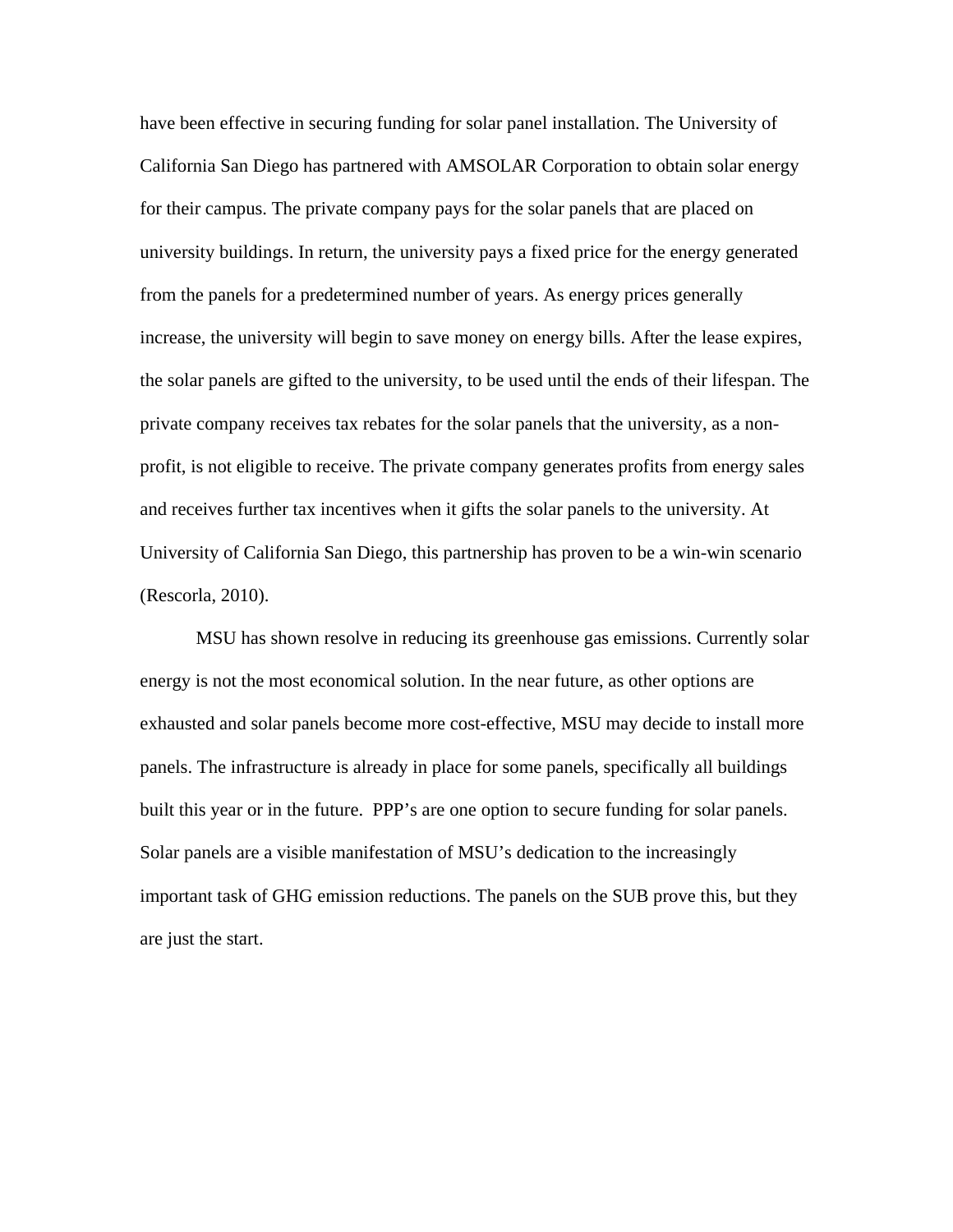have been effective in securing funding for solar panel installation. The University of California San Diego has partnered with AMSOLAR Corporation to obtain solar energy for their campus. The private company pays for the solar panels that are placed on university buildings. In return, the university pays a fixed price for the energy generated from the panels for a predetermined number of years. As energy prices generally increase, the university will begin to save money on energy bills. After the lease expires, the solar panels are gifted to the university, to be used until the ends of their lifespan. The private company receives tax rebates for the solar panels that the university, as a non-profit, is not eligible to receive. The private company generates profits from energy sales and receives further tax incentives when it gifts the solar panels to the university. At University of California San Diego, this partnership has proven to be a win-win scenario (Rescorla, 2010).

MSU has shown resolve in reducing its greenhouse gas emissions. Currently solar energy is not the most economical solution. In the near future, as other options are exhausted and solar panels become more cost-effective, MSU may decide to install more panels. The infrastructure is already in place for some panels, specifically all buildings built this year or in the future. PPP's are one option to secure funding for solar panels. Solar panels are a visible manifestation of MSU's dedication to the increasingly important task of GHG emission reductions. The panels on the SUB prove this, but they are just the start.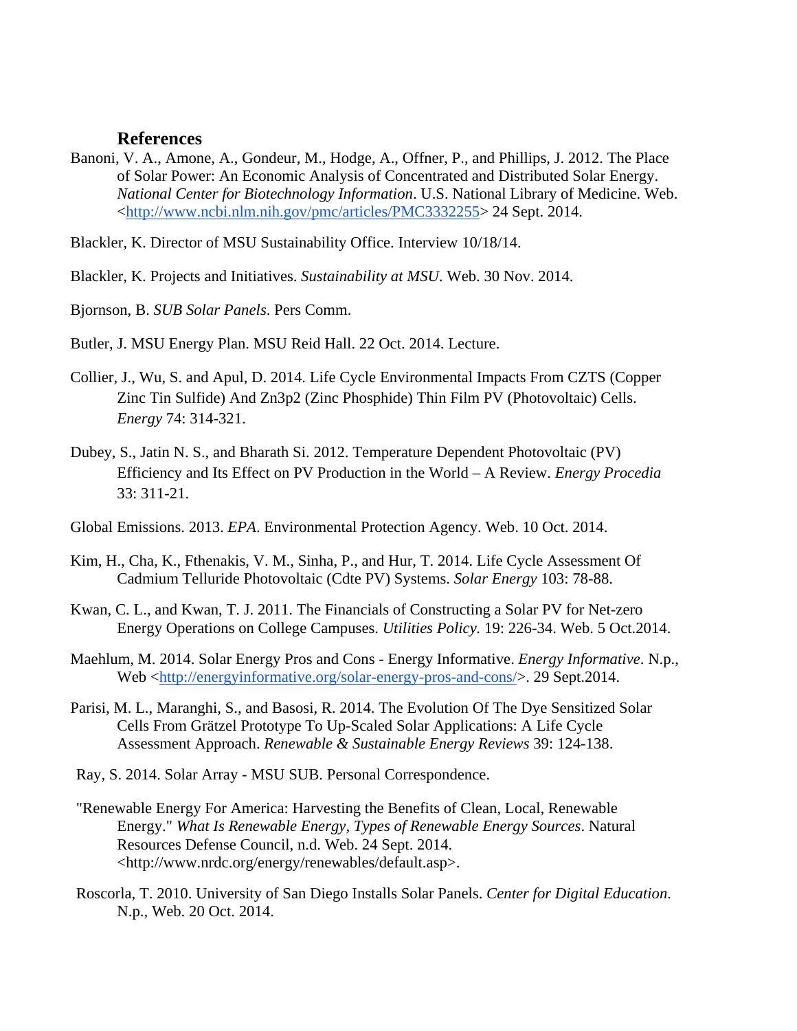## References

Banoni, V. A., Amone, A., Gondeur, M., Hodge, A., Offner, P., and Phillips, J. 2012. The Place of Solar Power: An Economic Analysis of Concentrated and Distributed Solar Energy. *National Center for Biotechnology Information*. U.S. National Library of Medicine. Web. <http://www.ncbi.nlm.nih.gov/pmc/articles/PMC3332255> 24 Sept. 2014.

Blackler, K. Director of MSU Sustainability Office. Interview 10/18/14.

Blackler, K. Projects and Initiatives. *Sustainability at MSU*. Web. 30 Nov. 2014.

Bjornson, B. *SUB Solar Panels*. Pers Comm.

Butler, J. MSU Energy Plan. MSU Reid Hall. 22 Oct. 2014. Lecture.

Collier, J., Wu, S. and Apul, D. 2014. Life Cycle Environmental Impacts From CZTS (Copper Zinc Tin Sulfide) And Zn3p2 (Zinc Phosphide) Thin Film PV (Photovoltaic) Cells. *Energy* 74: 314-321.

Dubey, S., Jatin N. S., and Bharath Si. 2012. Temperature Dependent Photovoltaic (PV) Efficiency and Its Effect on PV Production in the World – A Review. *Energy Procedia* 33: 311-21.

Global Emissions. 2013. *EPA*. Environmental Protection Agency. Web. 10 Oct. 2014.

Kim, H., Cha, K., Fthenakis, V. M., Sinha, P., and Hur, T. 2014. Life Cycle Assessment Of Cadmium Telluride Photovoltaic (Cdte PV) Systems. *Solar Energy* 103: 78-88.

Kwan, C. L., and Kwan, T. J. 2011. The Financials of Constructing a Solar PV for Net-zero Energy Operations on College Campuses. *Utilities Policy.* 19: 226-34. Web. 5 Oct.2014.

Maehlum, M. 2014. Solar Energy Pros and Cons - Energy Informative. *Energy Informative*. N.p., Web <http://energyinformative.org/solar-energy-pros-and-cons/>. 29 Sept.2014.

Parisi, M. L., Maranghi, S., and Basosi, R. 2014. The Evolution Of The Dye Sensitized Solar Cells From Grätzel Prototype To Up-Scaled Solar Applications: A Life Cycle Assessment Approach. *Renewable & Sustainable Energy Reviews* 39: 124-138.

Ray, S. 2014. Solar Array - MSU SUB. Personal Correspondence.

"Renewable Energy For America: Harvesting the Benefits of Clean, Local, Renewable Energy." *What Is Renewable Energy, Types of Renewable Energy Sources*. Natural Resources Defense Council, n.d. Web. 24 Sept. 2014. <http://www.nrdc.org/energy/renewables/default.asp>.

Roscorla, T. 2010. University of San Diego Installs Solar Panels. *Center for Digital Education*. N.p., Web. 20 Oct. 2014.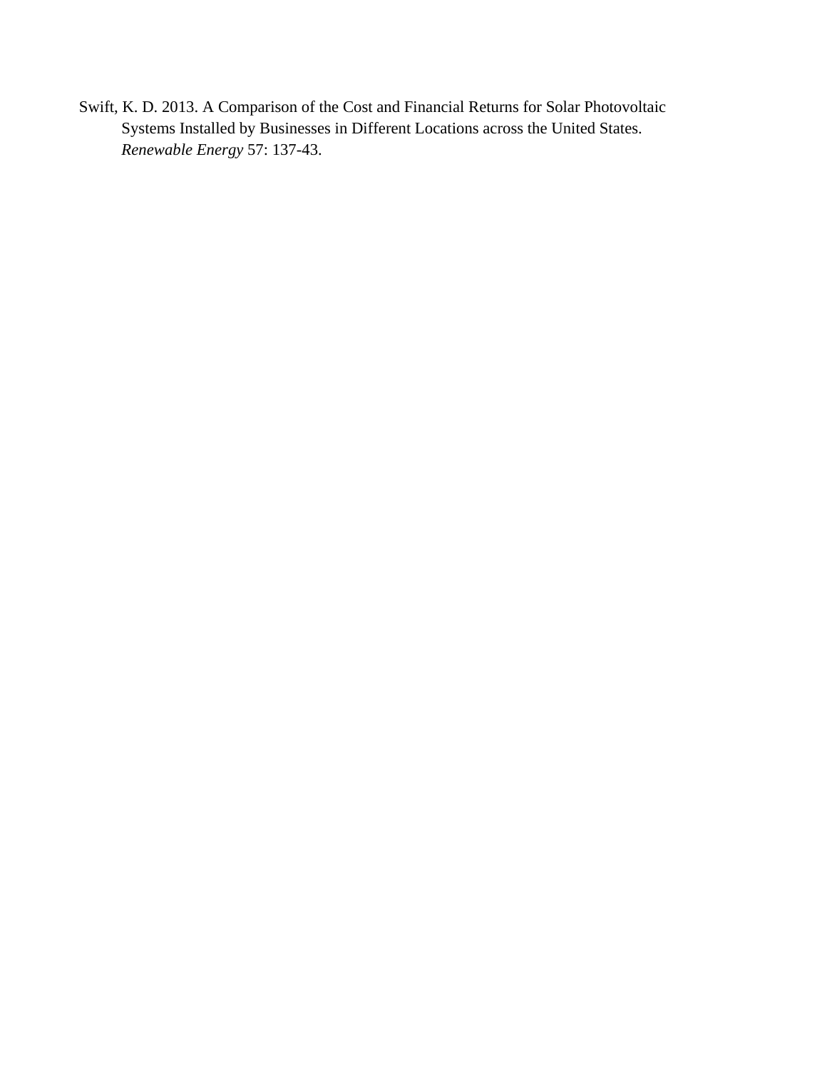Swift, K. D. 2013. A Comparison of the Cost and Financial Returns for Solar Photovoltaic Systems Installed by Businesses in Different Locations across the United States. *Renewable Energy* 57: 137-43.